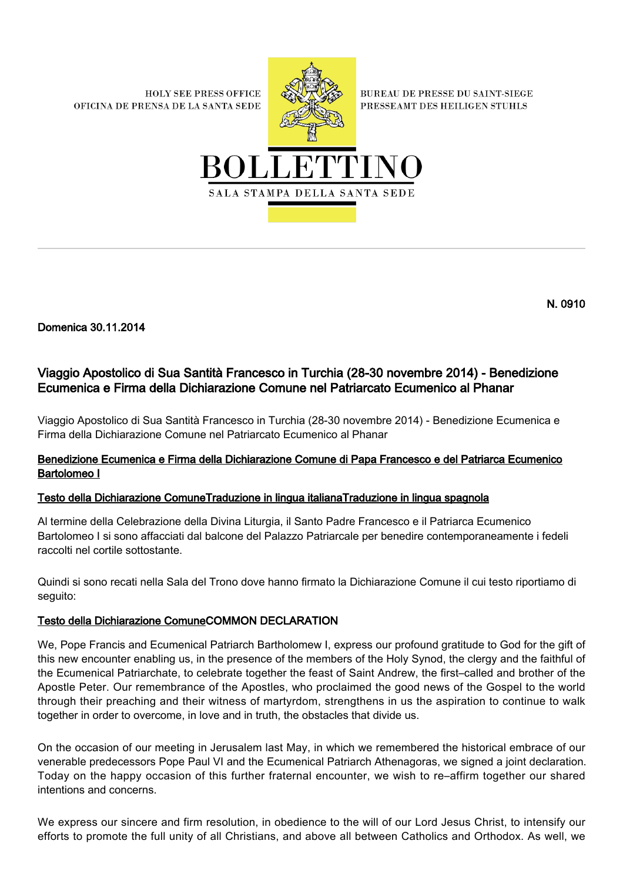HOLY SEE PRESS OFFICE
OFICINA DE PRENSA DE LA SANTA SEDE

BUREAU DE PRESSE DU SAINT-SIEGE
PRESSEAMT DES HEILIGEN STUHLS

# BOLLETTINO

SALA STAMPA DELLA SANTA SEDE

**N. 0910**

**Domenica 30.11.2014**

## Viaggio Apostolico di Sua Santità Francesco in Turchia (28-30 novembre 2014) - Benedizione Ecumenica e Firma della Dichiarazione Comune nel Patriarcato Ecumenico al Phanar

Viaggio Apostolico di Sua Santità Francesco in Turchia (28-30 novembre 2014) - Benedizione Ecumenica e Firma della Dichiarazione Comune nel Patriarcato Ecumenico al Phanar

**Benedizione Ecumenica e Firma della Dichiarazione Comune di Papa Francesco e del Patriarca Ecumenico Bartolomeo I**

**Testo della Dichiarazione ComuneTraduzione in lingua italianaTraduzione in lingua spagnola**

Al termine della Celebrazione della Divina Liturgia, il Santo Padre Francesco e il Patriarca Ecumenico Bartolomeo I si sono affacciati dal balcone del Palazzo Patriarcale per benedire contemporaneamente i fedeli raccolti nel cortile sottostante.

Quindi si sono recati nella Sala del Trono dove hanno firmato la Dichiarazione Comune il cui testo riportiamo di seguito:

**Testo della Dichiarazione ComuneCOMMON DECLARATION**

We, Pope Francis and Ecumenical Patriarch Bartholomew I, express our profound gratitude to God for the gift of this new encounter enabling us, in the presence of the members of the Holy Synod, the clergy and the faithful of the Ecumenical Patriarchate, to celebrate together the feast of Saint Andrew, the first–called and brother of the Apostle Peter. Our remembrance of the Apostles, who proclaimed the good news of the Gospel to the world through their preaching and their witness of martyrdom, strengthens in us the aspiration to continue to walk together in order to overcome, in love and in truth, the obstacles that divide us.

On the occasion of our meeting in Jerusalem last May, in which we remembered the historical embrace of our venerable predecessors Pope Paul VI and the Ecumenical Patriarch Athenagoras, we signed a joint declaration. Today on the happy occasion of this further fraternal encounter, we wish to re–affirm together our shared intentions and concerns.

We express our sincere and firm resolution, in obedience to the will of our Lord Jesus Christ, to intensify our efforts to promote the full unity of all Christians, and above all between Catholics and Orthodox. As well, we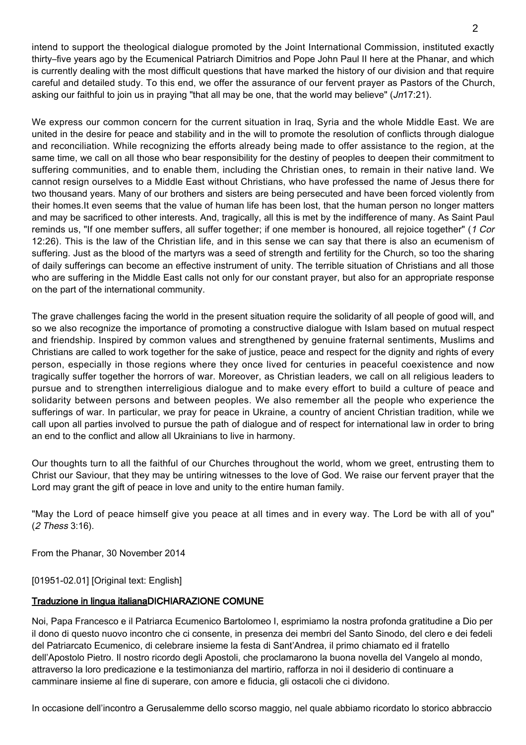intend to support the theological dialogue promoted by the Joint International Commission, instituted exactly thirty–five years ago by the Ecumenical Patriarch Dimitrios and Pope John Paul II here at the Phanar, and which is currently dealing with the most difficult questions that have marked the history of our division and that require careful and detailed study. To this end, we offer the assurance of our fervent prayer as Pastors of the Church, asking our faithful to join us in praying "that all may be one, that the world may believe" (*Jn*17:21).

We express our common concern for the current situation in Iraq, Syria and the whole Middle East. We are united in the desire for peace and stability and in the will to promote the resolution of conflicts through dialogue and reconciliation. While recognizing the efforts already being made to offer assistance to the region, at the same time, we call on all those who bear responsibility for the destiny of peoples to deepen their commitment to suffering communities, and to enable them, including the Christian ones, to remain in their native land. We cannot resign ourselves to a Middle East without Christians, who have professed the name of Jesus there for two thousand years. Many of our brothers and sisters are being persecuted and have been forced violently from their homes.It even seems that the value of human life has been lost, that the human person no longer matters and may be sacrificed to other interests. And, tragically, all this is met by the indifference of many. As Saint Paul reminds us, "If one member suffers, all suffer together; if one member is honoured, all rejoice together" (*1 Cor* 12:26). This is the law of the Christian life, and in this sense we can say that there is also an ecumenism of suffering. Just as the blood of the martyrs was a seed of strength and fertility for the Church, so too the sharing of daily sufferings can become an effective instrument of unity. The terrible situation of Christians and all those who are suffering in the Middle East calls not only for our constant prayer, but also for an appropriate response on the part of the international community.

The grave challenges facing the world in the present situation require the solidarity of all people of good will, and so we also recognize the importance of promoting a constructive dialogue with Islam based on mutual respect and friendship. Inspired by common values and strengthened by genuine fraternal sentiments, Muslims and Christians are called to work together for the sake of justice, peace and respect for the dignity and rights of every person, especially in those regions where they once lived for centuries in peaceful coexistence and now tragically suffer together the horrors of war. Moreover, as Christian leaders, we call on all religious leaders to pursue and to strengthen interreligious dialogue and to make every effort to build a culture of peace and solidarity between persons and between peoples. We also remember all the people who experience the sufferings of war. In particular, we pray for peace in Ukraine, a country of ancient Christian tradition, while we call upon all parties involved to pursue the path of dialogue and of respect for international law in order to bring an end to the conflict and allow all Ukrainians to live in harmony.

Our thoughts turn to all the faithful of our Churches throughout the world, whom we greet, entrusting them to Christ our Saviour, that they may be untiring witnesses to the love of God. We raise our fervent prayer that the Lord may grant the gift of peace in love and unity to the entire human family.

"May the Lord of peace himself give you peace at all times and in every way. The Lord be with all of you" (*2 Thess* 3:16).

From the Phanar, 30 November 2014

[01951-02.01] [Original text: English]

**Traduzione in lingua italiana** **DICHIARAZIONE COMUNE**

Noi, Papa Francesco e il Patriarca Ecumenico Bartolomeo I, esprimiamo la nostra profonda gratitudine a Dio per il dono di questo nuovo incontro che ci consente, in presenza dei membri del Santo Sinodo, del clero e dei fedeli del Patriarcato Ecumenico, di celebrare insieme la festa di Sant'Andrea, il primo chiamato ed il fratello dell'Apostolo Pietro. Il nostro ricordo degli Apostoli, che proclamarono la buona novella del Vangelo al mondo, attraverso la loro predicazione e la testimonianza del martirio, rafforza in noi il desiderio di continuare a camminare insieme al fine di superare, con amore e fiducia, gli ostacoli che ci dividono.

In occasione dell'incontro a Gerusalemme dello scorso maggio, nel quale abbiamo ricordato lo storico abbraccio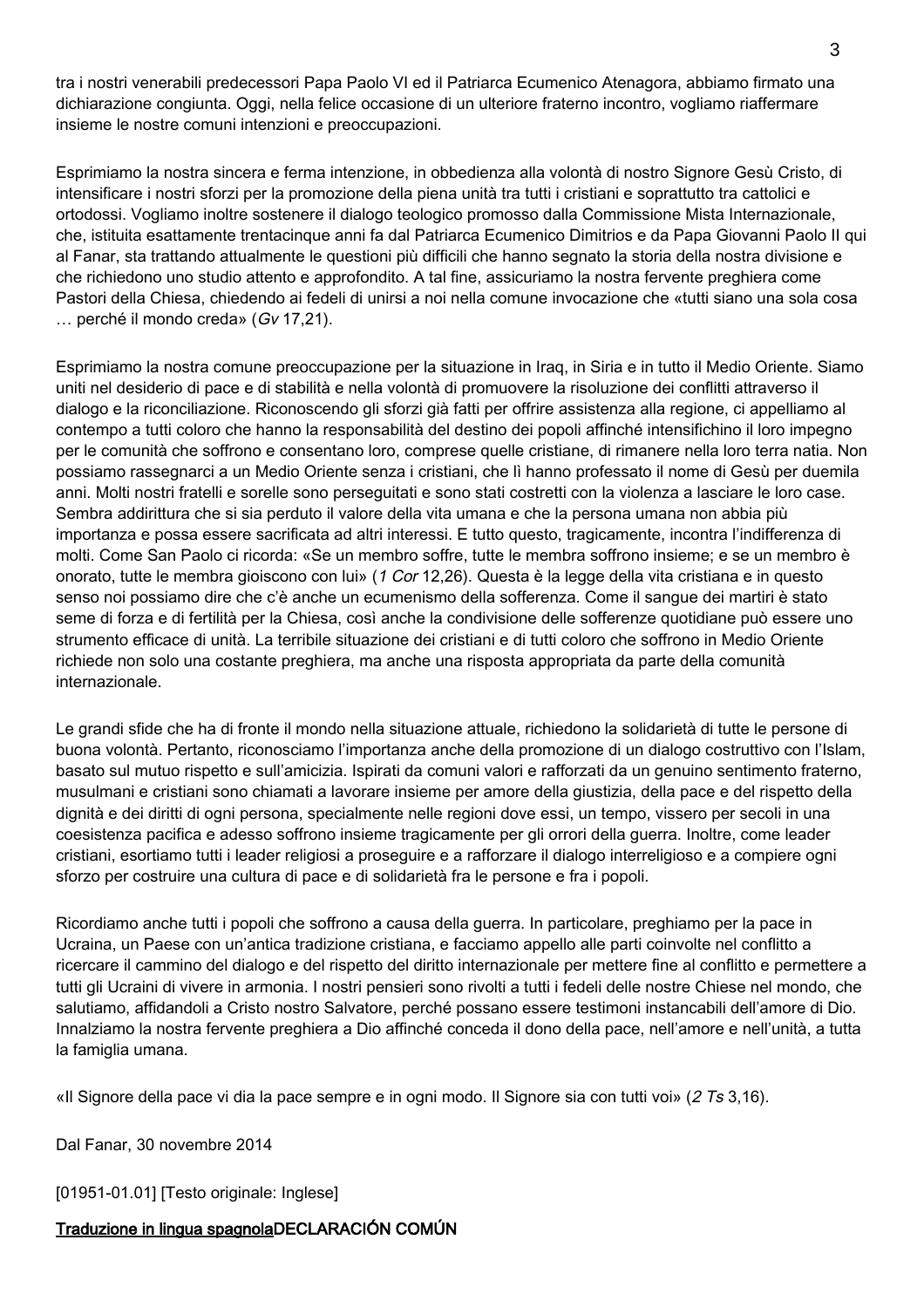tra i nostri venerabili predecessori Papa Paolo VI ed il Patriarca Ecumenico Atenagora, abbiamo firmato una dichiarazione congiunta. Oggi, nella felice occasione di un ulteriore fraterno incontro, vogliamo riaffermare insieme le nostre comuni intenzioni e preoccupazioni.

Esprimiamo la nostra sincera e ferma intenzione, in obbedienza alla volontà di nostro Signore Gesù Cristo, di intensificare i nostri sforzi per la promozione della piena unità tra tutti i cristiani e soprattutto tra cattolici e ortodossi. Vogliamo inoltre sostenere il dialogo teologico promosso dalla Commissione Mista Internazionale, che, istituita esattamente trentacinque anni fa dal Patriarca Ecumenico Dimitrios e da Papa Giovanni Paolo II qui al Fanar, sta trattando attualmente le questioni più difficili che hanno segnato la storia della nostra divisione e che richiedono uno studio attento e approfondito. A tal fine, assicuriamo la nostra fervente preghiera come Pastori della Chiesa, chiedendo ai fedeli di unirsi a noi nella comune invocazione che «tutti siano una sola cosa … perché il mondo creda» (*Gv* 17,21).

Esprimiamo la nostra comune preoccupazione per la situazione in Iraq, in Siria e in tutto il Medio Oriente. Siamo uniti nel desiderio di pace e di stabilità e nella volontà di promuovere la risoluzione dei conflitti attraverso il dialogo e la riconciliazione. Riconoscendo gli sforzi già fatti per offrire assistenza alla regione, ci appelliamo al contempo a tutti coloro che hanno la responsabilità del destino dei popoli affinché intensifichino il loro impegno per le comunità che soffrono e consentano loro, comprese quelle cristiane, di rimanere nella loro terra natia. Non possiamo rassegnarci a un Medio Oriente senza i cristiani, che lì hanno professato il nome di Gesù per duemila anni. Molti nostri fratelli e sorelle sono perseguitati e sono stati costretti con la violenza a lasciare le loro case. Sembra addirittura che si sia perduto il valore della vita umana e che la persona umana non abbia più importanza e possa essere sacrificata ad altri interessi. E tutto questo, tragicamente, incontra l'indifferenza di molti. Come San Paolo ci ricorda: «Se un membro soffre, tutte le membra soffrono insieme; e se un membro è onorato, tutte le membra gioiscono con lui» (*1 Cor* 12,26). Questa è la legge della vita cristiana e in questo senso noi possiamo dire che c'è anche un ecumenismo della sofferenza. Come il sangue dei martiri è stato seme di forza e di fertilità per la Chiesa, così anche la condivisione delle sofferenze quotidiane può essere uno strumento efficace di unità. La terribile situazione dei cristiani e di tutti coloro che soffrono in Medio Oriente richiede non solo una costante preghiera, ma anche una risposta appropriata da parte della comunità internazionale.

Le grandi sfide che ha di fronte il mondo nella situazione attuale, richiedono la solidarietà di tutte le persone di buona volontà. Pertanto, riconosciamo l'importanza anche della promozione di un dialogo costruttivo con l'Islam, basato sul mutuo rispetto e sull'amicizia. Ispirati da comuni valori e rafforzati da un genuino sentimento fraterno, musulmani e cristiani sono chiamati a lavorare insieme per amore della giustizia, della pace e del rispetto della dignità e dei diritti di ogni persona, specialmente nelle regioni dove essi, un tempo, vissero per secoli in una coesistenza pacifica e adesso soffrono insieme tragicamente per gli orrori della guerra. Inoltre, come leader cristiani, esortiamo tutti i leader religiosi a proseguire e a rafforzare il dialogo interreligioso e a compiere ogni sforzo per costruire una cultura di pace e di solidarietà fra le persone e fra i popoli.

Ricordiamo anche tutti i popoli che soffrono a causa della guerra. In particolare, preghiamo per la pace in Ucraina, un Paese con un'antica tradizione cristiana, e facciamo appello alle parti coinvolte nel conflitto a ricercare il cammino del dialogo e del rispetto del diritto internazionale per mettere fine al conflitto e permettere a tutti gli Ucraini di vivere in armonia. I nostri pensieri sono rivolti a tutti i fedeli delle nostre Chiese nel mondo, che salutiamo, affidandoli a Cristo nostro Salvatore, perché possano essere testimoni instancabili dell'amore di Dio. Innalziamo la nostra fervente preghiera a Dio affinché conceda il dono della pace, nell'amore e nell'unità, a tutta la famiglia umana.

«Il Signore della pace vi dia la pace sempre e in ogni modo. Il Signore sia con tutti voi» (*2 Ts* 3,16).

Dal Fanar, 30 novembre 2014

[01951-01.01] [Testo originale: Inglese]

**Traduzione in lingua spagnola** **DECLARACIÓN COMÚN**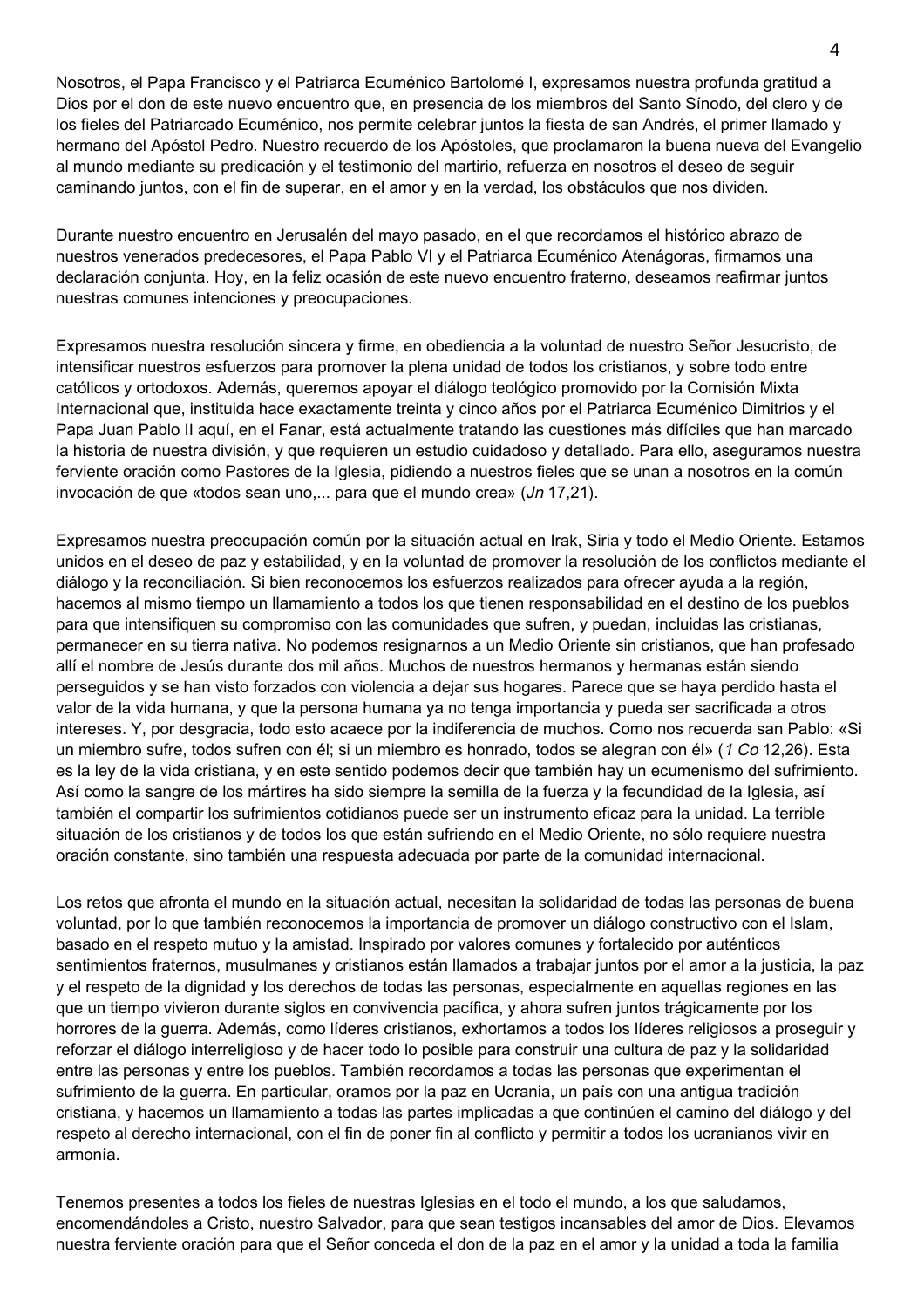Nosotros, el Papa Francisco y el Patriarca Ecuménico Bartolomé I, expresamos nuestra profunda gratitud a Dios por el don de este nuevo encuentro que, en presencia de los miembros del Santo Sínodo, del clero y de los fieles del Patriarcado Ecuménico, nos permite celebrar juntos la fiesta de san Andrés, el primer llamado y hermano del Apóstol Pedro. Nuestro recuerdo de los Apóstoles, que proclamaron la buena nueva del Evangelio al mundo mediante su predicación y el testimonio del martirio, refuerza en nosotros el deseo de seguir caminando juntos, con el fin de superar, en el amor y en la verdad, los obstáculos que nos dividen.

Durante nuestro encuentro en Jerusalén del mayo pasado, en el que recordamos el histórico abrazo de nuestros venerados predecesores, el Papa Pablo VI y el Patriarca Ecuménico Atenágoras, firmamos una declaración conjunta. Hoy, en la feliz ocasión de este nuevo encuentro fraterno, deseamos reafirmar juntos nuestras comunes intenciones y preocupaciones.

Expresamos nuestra resolución sincera y firme, en obediencia a la voluntad de nuestro Señor Jesucristo, de intensificar nuestros esfuerzos para promover la plena unidad de todos los cristianos, y sobre todo entre católicos y ortodoxos. Además, queremos apoyar el diálogo teológico promovido por la Comisión Mixta Internacional que, instituida hace exactamente treinta y cinco años por el Patriarca Ecuménico Dimitrios y el Papa Juan Pablo II aquí, en el Fanar, está actualmente tratando las cuestiones más difíciles que han marcado la historia de nuestra división, y que requieren un estudio cuidadoso y detallado. Para ello, aseguramos nuestra ferviente oración como Pastores de la Iglesia, pidiendo a nuestros fieles que se unan a nosotros en la común invocación de que «todos sean uno,... para que el mundo crea» (*Jn* 17,21).

Expresamos nuestra preocupación común por la situación actual en Irak, Siria y todo el Medio Oriente. Estamos unidos en el deseo de paz y estabilidad, y en la voluntad de promover la resolución de los conflictos mediante el diálogo y la reconciliación. Si bien reconocemos los esfuerzos realizados para ofrecer ayuda a la región, hacemos al mismo tiempo un llamamiento a todos los que tienen responsabilidad en el destino de los pueblos para que intensifiquen su compromiso con las comunidades que sufren, y puedan, incluidas las cristianas, permanecer en su tierra nativa. No podemos resignarnos a un Medio Oriente sin cristianos, que han profesado allí el nombre de Jesús durante dos mil años. Muchos de nuestros hermanos y hermanas están siendo perseguidos y se han visto forzados con violencia a dejar sus hogares. Parece que se haya perdido hasta el valor de la vida humana, y que la persona humana ya no tenga importancia y pueda ser sacrificada a otros intereses. Y, por desgracia, todo esto acaece por la indiferencia de muchos. Como nos recuerda san Pablo: «Si un miembro sufre, todos sufren con él; si un miembro es honrado, todos se alegran con él» (*1 Co* 12,26). Esta es la ley de la vida cristiana, y en este sentido podemos decir que también hay un ecumenismo del sufrimiento. Así como la sangre de los mártires ha sido siempre la semilla de la fuerza y la fecundidad de la Iglesia, así también el compartir los sufrimientos cotidianos puede ser un instrumento eficaz para la unidad. La terrible situación de los cristianos y de todos los que están sufriendo en el Medio Oriente, no sólo requiere nuestra oración constante, sino también una respuesta adecuada por parte de la comunidad internacional.

Los retos que afronta el mundo en la situación actual, necesitan la solidaridad de todas las personas de buena voluntad, por lo que también reconocemos la importancia de promover un diálogo constructivo con el Islam, basado en el respeto mutuo y la amistad. Inspirado por valores comunes y fortalecido por auténticos sentimientos fraternos, musulmanes y cristianos están llamados a trabajar juntos por el amor a la justicia, la paz y el respeto de la dignidad y los derechos de todas las personas, especialmente en aquellas regiones en las que un tiempo vivieron durante siglos en convivencia pacífica, y ahora sufren juntos trágicamente por los horrores de la guerra. Además, como líderes cristianos, exhortamos a todos los líderes religiosos a proseguir y reforzar el diálogo interreligioso y de hacer todo lo posible para construir una cultura de paz y la solidaridad entre las personas y entre los pueblos. También recordamos a todas las personas que experimentan el sufrimiento de la guerra. En particular, oramos por la paz en Ucrania, un país con una antigua tradición cristiana, y hacemos un llamamiento a todas las partes implicadas a que continúen el camino del diálogo y del respeto al derecho internacional, con el fin de poner fin al conflicto y permitir a todos los ucranianos vivir en armonía.

Tenemos presentes a todos los fieles de nuestras Iglesias en el todo el mundo, a los que saludamos, encomendándoles a Cristo, nuestro Salvador, para que sean testigos incansables del amor de Dios. Elevamos nuestra ferviente oración para que el Señor conceda el don de la paz en el amor y la unidad a toda la familia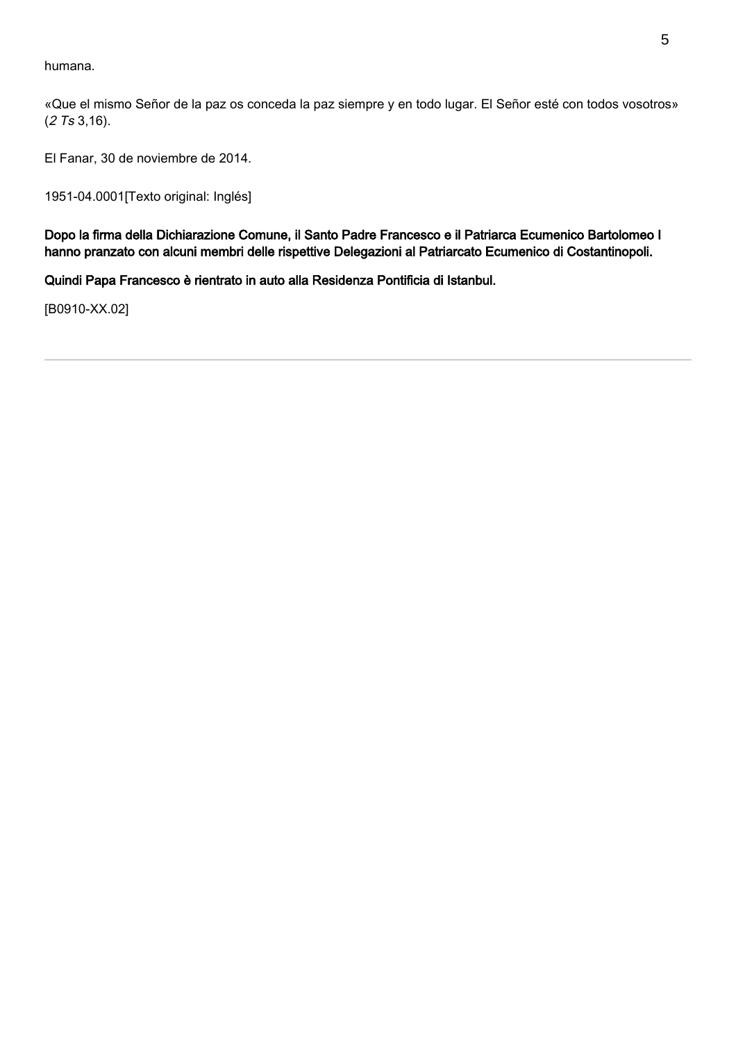humana.

«Que el mismo Señor de la paz os conceda la paz siempre y en todo lugar. El Señor esté con todos vosotros» (*2 Ts* 3,16).

El Fanar, 30 de noviembre de 2014.

1951-04.0001[Texto original: Inglés]

**Dopo la firma della Dichiarazione Comune, il Santo Padre Francesco e il Patriarca Ecumenico Bartolomeo I hanno pranzato con alcuni membri delle rispettive Delegazioni al Patriarcato Ecumenico di Costantinopoli.**

**Quindi Papa Francesco è rientrato in auto alla Residenza Pontificia di Istanbul.**

[B0910-XX.02]

---